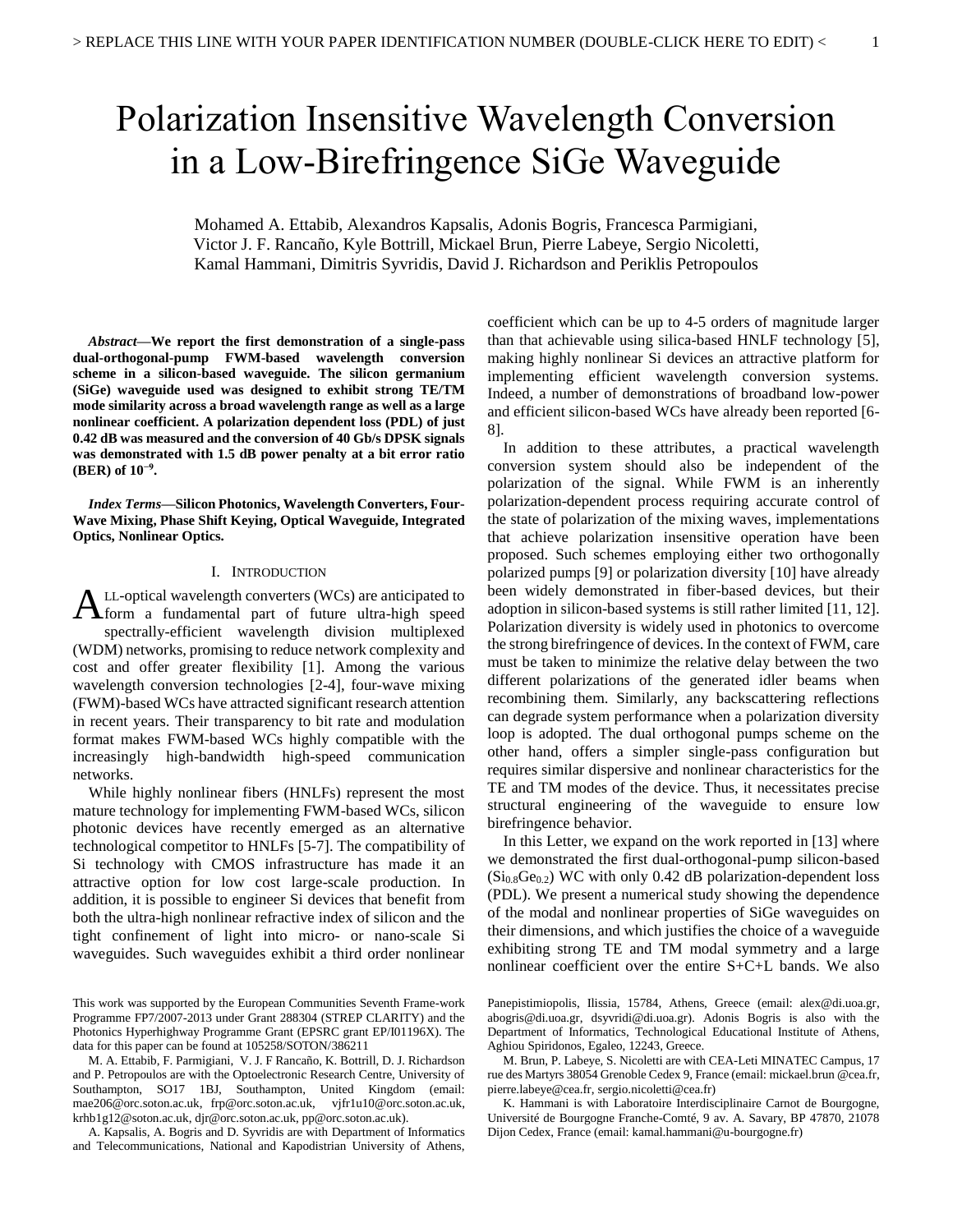# Polarization Insensitive Wavelength Conversion in a Low-Birefringence SiGe Waveguide

Mohamed A. Ettabib, Alexandros Kapsalis, Adonis Bogris, Francesca Parmigiani, Victor J. F. Rancaño, Kyle Bottrill, Mickael Brun, Pierre Labeye, Sergio Nicoletti, Kamal Hammani, Dimitris Syvridis, David J. Richardson and Periklis Petropoulos

***Abstract*—We report the first demonstration of a single-pass dual-orthogonal-pump FWM-based wavelength conversion scheme in a silicon-based waveguide. The silicon germanium (SiGe) waveguide used was designed to exhibit strong TE/TM mode similarity across a broad wavelength range as well as a large nonlinear coefficient. A polarization dependent loss (PDL) of just 0.42 dB was measured and the conversion of 40 Gb/s DPSK signals was demonstrated with 1.5 dB power penalty at a bit error ratio (BER) of $10^{-9}$.**

***Index Terms*—Silicon Photonics, Wavelength Converters, Four-Wave Mixing, Phase Shift Keying, Optical Waveguide, Integrated Optics, Nonlinear Optics.**

## I. Introduction

All-optical wavelength converters (WCs) are anticipated to form a fundamental part of future ultra-high speed spectrally-efficient wavelength division multiplexed (WDM) networks, promising to reduce network complexity and cost and offer greater flexibility [1]. Among the various wavelength conversion technologies [2-4], four-wave mixing (FWM)-based WCs have attracted significant research attention in recent years. Their transparency to bit rate and modulation format makes FWM-based WCs highly compatible with the increasingly high-bandwidth high-speed communication networks.

While highly nonlinear fibers (HNLFs) represent the most mature technology for implementing FWM-based WCs, silicon photonic devices have recently emerged as an alternative technological competitor to HNLFs [5-7]. The compatibility of Si technology with CMOS infrastructure has made it an attractive option for low cost large-scale production. In addition, it is possible to engineer Si devices that benefit from both the ultra-high nonlinear refractive index of silicon and the tight confinement of light into micro- or nano-scale Si waveguides. Such waveguides exhibit a third order nonlinear coefficient which can be up to 4-5 orders of magnitude larger than that achievable using silica-based HNLF technology [5], making highly nonlinear Si devices an attractive platform for implementing efficient wavelength conversion systems. Indeed, a number of demonstrations of broadband low-power and efficient silicon-based WCs have already been reported [6-8].

In addition to these attributes, a practical wavelength conversion system should also be independent of the polarization of the signal. While FWM is an inherently polarization-dependent process requiring accurate control of the state of polarization of the mixing waves, implementations that achieve polarization insensitive operation have been proposed. Such schemes employing either two orthogonally polarized pumps [9] or polarization diversity [10] have already been widely demonstrated in fiber-based devices, but their adoption in silicon-based systems is still rather limited [11, 12]. Polarization diversity is widely used in photonics to overcome the strong birefringence of devices. In the context of FWM, care must be taken to minimize the relative delay between the two different polarizations of the generated idler beams when recombining them. Similarly, any backscattering reflections can degrade system performance when a polarization diversity loop is adopted. The dual orthogonal pumps scheme on the other hand, offers a simpler single-pass configuration but requires similar dispersive and nonlinear characteristics for the TE and TM modes of the device. Thus, it necessitates precise structural engineering of the waveguide to ensure low birefringence behavior.

In this Letter, we expand on the work reported in [13] where we demonstrated the first dual-orthogonal-pump silicon-based ($Si_{0.8}Ge_{0.2}$) WC with only 0.42 dB polarization-dependent loss (PDL). We present a numerical study showing the dependence of the modal and nonlinear properties of SiGe waveguides on their dimensions, and which justifies the choice of a waveguide exhibiting strong TE and TM modal symmetry and a large nonlinear coefficient over the entire S+C+L bands. We also

This work was supported by the European Communities Seventh Frame-work Programme FP7/2007-2013 under Grant 288304 (STREP CLARITY) and the Photonics Hyperhighway Programme Grant (EPSRC grant EP/I01196X). The data for this paper can be found at 105258/SOTON/386211

M. A. Ettabib, F. Parmigiani, V. J. F Rancaño, K. Bottrill, D. J. Richardson and P. Petropoulos are with the Optoelectronic Research Centre, University of Southampton, SO17 1BJ, Southampton, United Kingdom (email: mae206@orc.soton.ac.uk, frp@orc.soton.ac.uk, vjfr1u10@orc.soton.ac.uk, krhb1g12@soton.ac.uk, djr@orc.soton.ac.uk, pp@orc.soton.ac.uk).

A. Kapsalis, A. Bogris and D. Syvridis are with Department of Informatics and Telecommunications, National and Kapodistrian University of Athens, Panepistimiopolis, Ilissia, 15784, Athens, Greece (email: alex@di.uoa.gr, abogris@di.uoa.gr, dsyvridi@di.uoa.gr). Adonis Bogris is also with the Department of Informatics, Technological Educational Institute of Athens, Aghiou Spiridonos, Egaleo, 12243, Greece.

M. Brun, P. Labeye, S. Nicoletti are with CEA-Leti MINATEC Campus, 17 rue des Martyrs 38054 Grenoble Cedex 9, France (email: mickael.brun @cea.fr, pierre.labeye@cea.fr, sergio.nicoletti@cea.fr)

K. Hammani is with Laboratoire Interdisciplinaire Carnot de Bourgogne, Université de Bourgogne Franche-Comté, 9 av. A. Savary, BP 47870, 21078 Dijon Cedex, France (email: kamal.hammani@u-bourgogne.fr)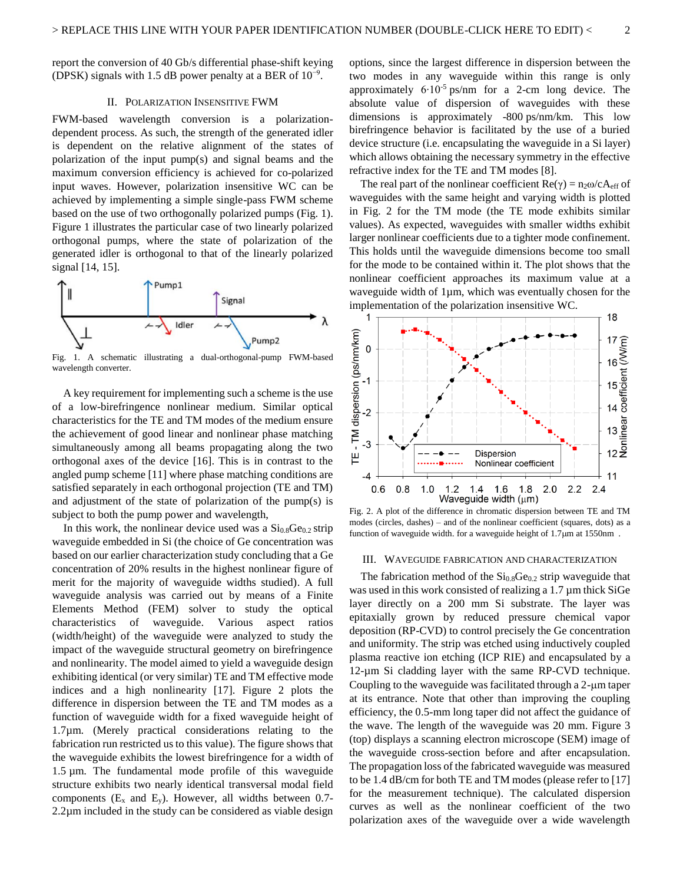report the conversion of 40 Gb/s differential phase-shift keying (DPSK) signals with 1.5 dB power penalty at a BER of $10^{-9}$.

## II. Polarization Insensitive FWM

FWM-based wavelength conversion is a polarization-dependent process. As such, the strength of the generated idler is dependent on the relative alignment of the states of polarization of the input pump(s) and signal beams and the maximum conversion efficiency is achieved for co-polarized input waves. However, polarization insensitive WC can be achieved by implementing a simple single-pass FWM scheme based on the use of two orthogonally polarized pumps (Fig. 1). Figure 1 illustrates the particular case of two linearly polarized orthogonal pumps, where the state of polarization of the generated idler is orthogonal to that of the linearly polarized signal [14, 15].

Fig. 1. A schematic illustrating a dual-orthogonal-pump FWM-based wavelength converter.

A key requirement for implementing such a scheme is the use of a low-birefringence nonlinear medium. Similar optical characteristics for the TE and TM modes of the medium ensure the achievement of good linear and nonlinear phase matching simultaneously among all beams propagating along the two orthogonal axes of the device [16]. This is in contrast to the angled pump scheme [11] where phase matching conditions are satisfied separately in each orthogonal projection (TE and TM) and adjustment of the state of polarization of the pump(s) is subject to both the pump power and wavelength,

In this work, the nonlinear device used was a $Si_{0.8}Ge_{0.2}$ strip waveguide embedded in Si (the choice of Ge concentration was based on our earlier characterization study concluding that a Ge concentration of 20% results in the highest nonlinear figure of merit for the majority of waveguide widths studied). A full waveguide analysis was carried out by means of a Finite Elements Method (FEM) solver to study the optical characteristics of waveguide. Various aspect ratios (width/height) of the waveguide were analyzed to study the impact of the waveguide structural geometry on birefringence and nonlinearity. The model aimed to yield a waveguide design exhibiting identical (or very similar) TE and TM effective mode indices and a high nonlinearity [17]. Figure 2 plots the difference in dispersion between the TE and TM modes as a function of waveguide width for a fixed waveguide height of 1.7µm. (Merely practical considerations relating to the fabrication run restricted us to this value). The figure shows that the waveguide exhibits the lowest birefringence for a width of 1.5 µm. The fundamental mode profile of this waveguide structure exhibits two nearly identical transversal modal field components ($E_x$ and $E_y$). However, all widths between 0.7-2.2µm included in the study can be considered as viable design options, since the largest difference in dispersion between the two modes in any waveguide within this range is only approximately $6{\cdot}10^{-5}$ ps/nm for a 2-cm long device. The absolute value of dispersion of waveguides with these dimensions is approximately -800 ps/nm/km. This low birefringence behavior is facilitated by the use of a buried device structure (i.e. encapsulating the waveguide in a Si layer) which allows obtaining the necessary symmetry in the effective refractive index for the TE and TM modes [8].

The real part of the nonlinear coefficient $Re(\gamma) = n_2\omega/cA_{eff}$ of waveguides with the same height and varying width is plotted in Fig. 2 for the TM mode (the TE mode exhibits similar values). As expected, waveguides with smaller widths exhibit larger nonlinear coefficients due to a tighter mode confinement. This holds until the waveguide dimensions become too small for the mode to be contained within it. The plot shows that the nonlinear coefficient approaches its maximum value at a waveguide width of 1µm, which was eventually chosen for the implementation of the polarization insensitive WC.

Fig. 2. A plot of the difference in chromatic dispersion between TE and TM modes (circles, dashes) – and of the nonlinear coefficient (squares, dots) as a function of waveguide width. for a waveguide height of 1.7µm at 1550nm .

## III. Waveguide Fabrication and Characterization

The fabrication method of the $Si_{0.8}Ge_{0.2}$ strip waveguide that was used in this work consisted of realizing a 1.7 µm thick SiGe layer directly on a 200 mm Si substrate. The layer was epitaxially grown by reduced pressure chemical vapor deposition (RP-CVD) to control precisely the Ge concentration and uniformity. The strip was etched using inductively coupled plasma reactive ion etching (ICP RIE) and encapsulated by a 12-µm Si cladding layer with the same RP-CVD technique. Coupling to the waveguide was facilitated through a 2-µm taper at its entrance. Note that other than improving the coupling efficiency, the 0.5-mm long taper did not affect the guidance of the wave. The length of the waveguide was 20 mm. Figure 3 (top) displays a scanning electron microscope (SEM) image of the waveguide cross-section before and after encapsulation. The propagation loss of the fabricated waveguide was measured to be 1.4 dB/cm for both TE and TM modes (please refer to [17] for the measurement technique). The calculated dispersion curves as well as the nonlinear coefficient of the two polarization axes of the waveguide over a wide wavelength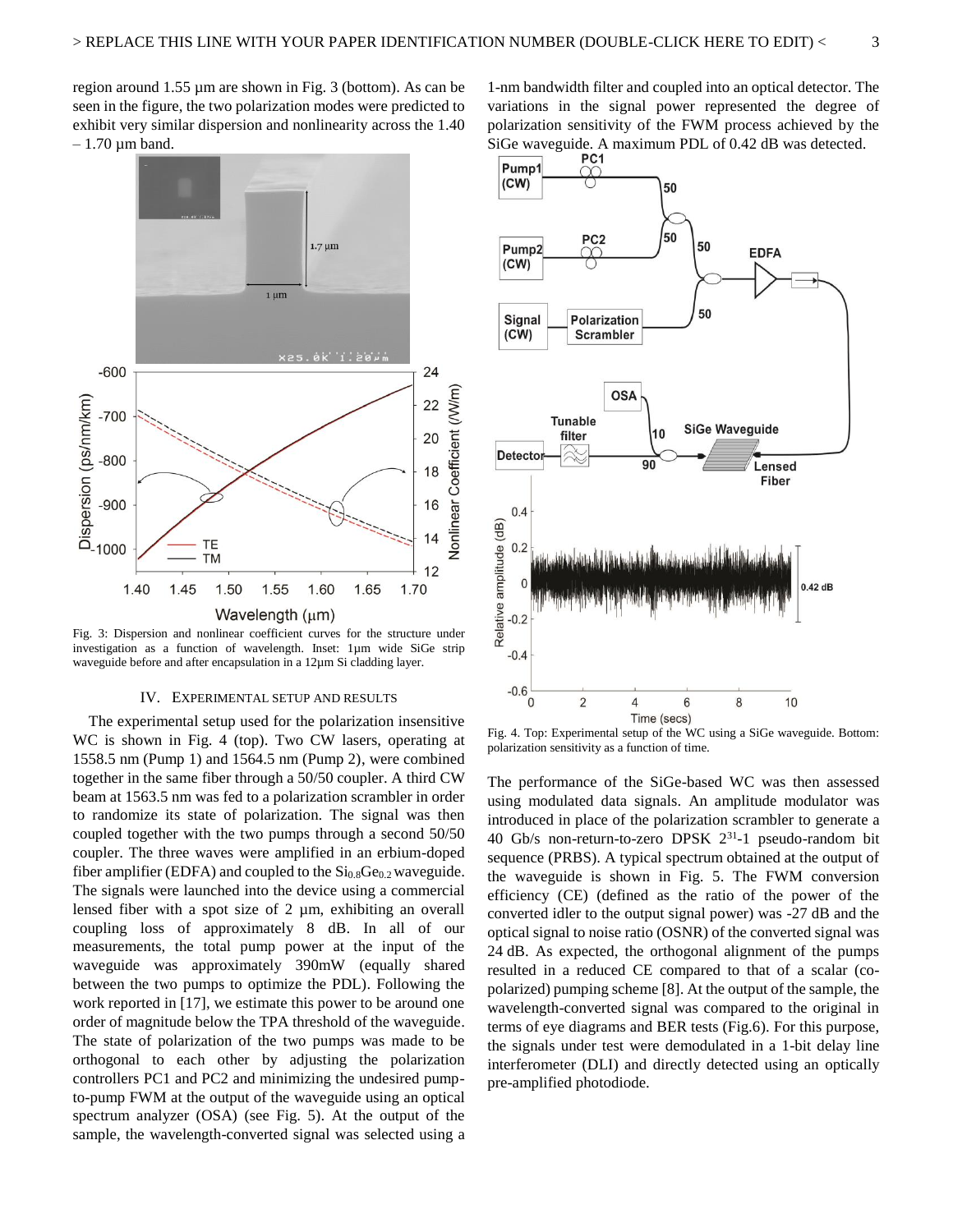region around 1.55 µm are shown in Fig. 3 (bottom). As can be seen in the figure, the two polarization modes were predicted to exhibit very similar dispersion and nonlinearity across the 1.40 – 1.70 µm band.

Fig. 3: Dispersion and nonlinear coefficient curves for the structure under investigation as a function of wavelength. Inset: 1µm wide SiGe strip waveguide before and after encapsulation in a 12µm Si cladding layer.

## IV. Experimental Setup and Results

The experimental setup used for the polarization insensitive WC is shown in Fig. 4 (top). Two CW lasers, operating at 1558.5 nm (Pump 1) and 1564.5 nm (Pump 2), were combined together in the same fiber through a 50/50 coupler. A third CW beam at 1563.5 nm was fed to a polarization scrambler in order to randomize its state of polarization. The signal was then coupled together with the two pumps through a second 50/50 coupler. The three waves were amplified in an erbium-doped fiber amplifier (EDFA) and coupled to the $Si_{0.8}Ge_{0.2}$ waveguide. The signals were launched into the device using a commercial lensed fiber with a spot size of 2 µm, exhibiting an overall coupling loss of approximately 8 dB. In all of our measurements, the total pump power at the input of the waveguide was approximately 390mW (equally shared between the two pumps to optimize the PDL). Following the work reported in [17], we estimate this power to be around one order of magnitude below the TPA threshold of the waveguide. The state of polarization of the two pumps was made to be orthogonal to each other by adjusting the polarization controllers PC1 and PC2 and minimizing the undesired pump-to-pump FWM at the output of the waveguide using an optical spectrum analyzer (OSA) (see Fig. 5). At the output of the sample, the wavelength-converted signal was selected using a 1-nm bandwidth filter and coupled into an optical detector. The variations in the signal power represented the degree of polarization sensitivity of the FWM process achieved by the SiGe waveguide. A maximum PDL of 0.42 dB was detected.

Fig. 4. Top: Experimental setup of the WC using a SiGe waveguide. Bottom: polarization sensitivity as a function of time.

The performance of the SiGe-based WC was then assessed using modulated data signals. An amplitude modulator was introduced in place of the polarization scrambler to generate a 40 Gb/s non-return-to-zero DPSK $2^{31}$-1 pseudo-random bit sequence (PRBS). A typical spectrum obtained at the output of the waveguide is shown in Fig. 5. The FWM conversion efficiency (CE) (defined as the ratio of the power of the converted idler to the output signal power) was -27 dB and the optical signal to noise ratio (OSNR) of the converted signal was 24 dB. As expected, the orthogonal alignment of the pumps resulted in a reduced CE compared to that of a scalar (co-polarized) pumping scheme [8]. At the output of the sample, the wavelength-converted signal was compared to the original in terms of eye diagrams and BER tests (Fig.6). For this purpose, the signals under test were demodulated in a 1-bit delay line interferometer (DLI) and directly detected using an optically pre-amplified photodiode.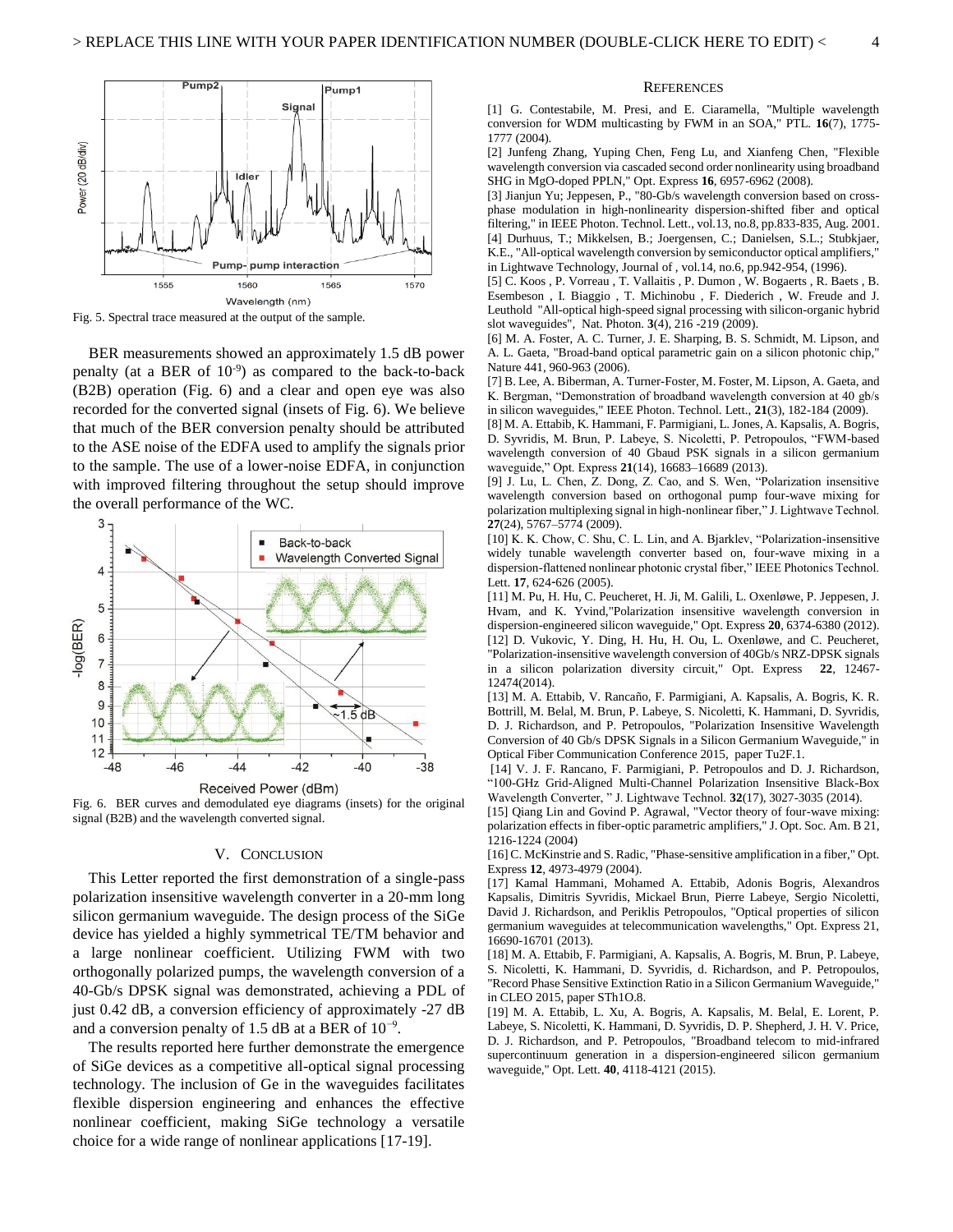Pump2

Pump1

Signal

Idler

Pump- pump interaction

Power (20 dB/div)

1555

1560

1565

1570

Wavelength (nm)

Fig. 5. Spectral trace measured at the output of the sample.

BER measurements showed an approximately 1.5 dB power penalty (at a BER of $10^{-9}$) as compared to the back-to-back (B2B) operation (Fig. 6) and a clear and open eye was also recorded for the converted signal (insets of Fig. 6). We believe that much of the BER conversion penalty should be attributed to the ASE noise of the EDFA used to amplify the signals prior to the sample. The use of a lower-noise EDFA, in conjunction with improved filtering throughout the setup should improve the overall performance of the WC.

Back-to-back

Wavelength Converted Signal

-log(BER)

3

4

5

6

7

8

9

10

11

12

~1.5 dB

-48

-46

-44

-42

-40

-38

Received Power (dBm)

Fig. 6. BER curves and demodulated eye diagrams (insets) for the original signal (B2B) and the wavelength converted signal.

## V. Conclusion

This Letter reported the first demonstration of a single-pass polarization insensitive wavelength converter in a 20-mm long silicon germanium waveguide. The design process of the SiGe device has yielded a highly symmetrical TE/TM behavior and a large nonlinear coefficient. Utilizing FWM with two orthogonally polarized pumps, the wavelength conversion of a 40-Gb/s DPSK signal was demonstrated, achieving a PDL of just 0.42 dB, a conversion efficiency of approximately -27 dB and a conversion penalty of 1.5 dB at a BER of $10^{-9}$.

The results reported here further demonstrate the emergence of SiGe devices as a competitive all-optical signal processing technology. The inclusion of Ge in the waveguides facilitates flexible dispersion engineering and enhances the effective nonlinear coefficient, making SiGe technology a versatile choice for a wide range of nonlinear applications [17-19].

## References

[1] G. Contestabile, M. Presi, and E. Ciaramella, "Multiple wavelength conversion for WDM multicasting by FWM in an SOA," PTL. **16**(7), 1775-1777 (2004).

[2] Junfeng Zhang, Yuping Chen, Feng Lu, and Xianfeng Chen, "Flexible wavelength conversion via cascaded second order nonlinearity using broadband SHG in MgO-doped PPLN," Opt. Express **16**, 6957-6962 (2008).

[3] Jianjun Yu; Jeppesen, P., "80-Gb/s wavelength conversion based on cross-phase modulation in high-nonlinearity dispersion-shifted fiber and optical filtering," in IEEE Photon. Technol. Lett., vol.13, no.8, pp.833-835, Aug. 2001.

[4] Durhuus, T.; Mikkelsen, B.; Joergensen, C.; Danielsen, S.L.; Stubkjaer, K.E., "All-optical wavelength conversion by semiconductor optical amplifiers," in Lightwave Technology, Journal of , vol.14, no.6, pp.942-954, (1996).

[5] C. Koos , P. Vorreau , T. Vallaitis , P. Dumon , W. Bogaerts , R. Baets , B. Esembeson , I. Biaggio , T. Michinobu , F. Diederich , W. Freude and J. Leuthold "All-optical high-speed signal processing with silicon-organic hybrid slot waveguides", Nat. Photon. **3**(4), 216 -219 (2009).

[6] M. A. Foster, A. C. Turner, J. E. Sharping, B. S. Schmidt, M. Lipson, and A. L. Gaeta, "Broad-band optical parametric gain on a silicon photonic chip," Nature 441, 960-963 (2006).

[7] B. Lee, A. Biberman, A. Turner-Foster, M. Foster, M. Lipson, A. Gaeta, and K. Bergman, "Demonstration of broadband wavelength conversion at 40 gb/s in silicon waveguides," IEEE Photon. Technol. Lett., **21**(3), 182-184 (2009).

[8] M. A. Ettabib, K. Hammani, F. Parmigiani, L. Jones, A. Kapsalis, A. Bogris, D. Syvridis, M. Brun, P. Labeye, S. Nicoletti, P. Petropoulos, "FWM-based wavelength conversion of 40 Gbaud PSK signals in a silicon germanium waveguide," Opt. Express **21**(14), 16683–16689 (2013).

[9] J. Lu, L. Chen, Z. Dong, Z. Cao, and S. Wen, "Polarization insensitive wavelength conversion based on orthogonal pump four-wave mixing for polarization multiplexing signal in high-nonlinear fiber," J. Lightwave Technol. **27**(24), 5767–5774 (2009).

[10] K. K. Chow, C. Shu, C. L. Lin, and A. Bjarklev, "Polarization-insensitive widely tunable wavelength converter based on four-wave mixing in a dispersion-flattened nonlinear photonic crystal fiber," IEEE Photonics Technol. Lett. **17**, 624-626 (2005).

[11] M. Pu, H. Hu, C. Peucheret, H. Ji, M. Galili, L. Oxenløwe, P. Jeppesen, J. Hvam, and K. Yvind,"Polarization insensitive wavelength conversion in dispersion-engineered silicon waveguide," Opt. Express **20**, 6374-6380 (2012).

[12] D. Vukovic, Y. Ding, H. Hu, H. Ou, L. Oxenløwe, and C. Peucheret, "Polarization-insensitive wavelength conversion of 40Gb/s NRZ-DPSK signals in a silicon polarization diversity circuit," Opt. Express **22**, 12467-12474(2014).

[13] M. A. Ettabib, V. Rancaño, F. Parmigiani, A. Kapsalis, A. Bogris, K. R. Bottrill, M. Belal, M. Brun, P. Labeye, S. Nicoletti, K. Hammani, D. Syvridis, D. J. Richardson, and P. Petropoulos, "Polarization Insensitive Wavelength Conversion of 40 Gb/s DPSK Signals in a Silicon Germanium Waveguide," in Optical Fiber Communication Conference 2015, paper Tu2F.1.

[14] V. J. F. Rancano, F. Parmigiani, P. Petropoulos and D. J. Richardson, "100-GHz Grid-Aligned Multi-Channel Polarization Insensitive Black-Box Wavelength Converter, " J. Lightwave Technol. **32**(17), 3027-3035 (2014).

[15] Qiang Lin and Govind P. Agrawal, "Vector theory of four-wave mixing: polarization effects in fiber-optic parametric amplifiers," J. Opt. Soc. Am. B 21, 1216-1224 (2004)

[16] C. McKinstrie and S. Radic, "Phase-sensitive amplification in a fiber," Opt. Express **12**, 4973-4979 (2004).

[17] Kamal Hammani, Mohamed A. Ettabib, Adonis Bogris, Alexandros Kapsalis, Dimitris Syvridis, Mickael Brun, Pierre Labeye, Sergio Nicoletti, David J. Richardson, and Periklis Petropoulos, "Optical properties of silicon germanium waveguides at telecommunication wavelengths," Opt. Express 21, 16690-16701 (2013).

[18] M. A. Ettabib, F. Parmigiani, A. Kapsalis, A. Bogris, M. Brun, P. Labeye, S. Nicoletti, K. Hammani, D. Syvridis, d. Richardson, and P. Petropoulos, "Record Phase Sensitive Extinction Ratio in a Silicon Germanium Waveguide," in CLEO 2015, paper STh1O.8.

[19] M. A. Ettabib, L. Xu, A. Bogris, A. Kapsalis, M. Belal, E. Lorent, P. Labeye, S. Nicoletti, K. Hammani, D. Syvridis, D. P. Shepherd, J. H. V. Price, D. J. Richardson, and P. Petropoulos, "Broadband telecom to mid-infrared supercontinuum generation in a dispersion-engineered silicon germanium waveguide," Opt. Lett. **40**, 4118-4121 (2015).